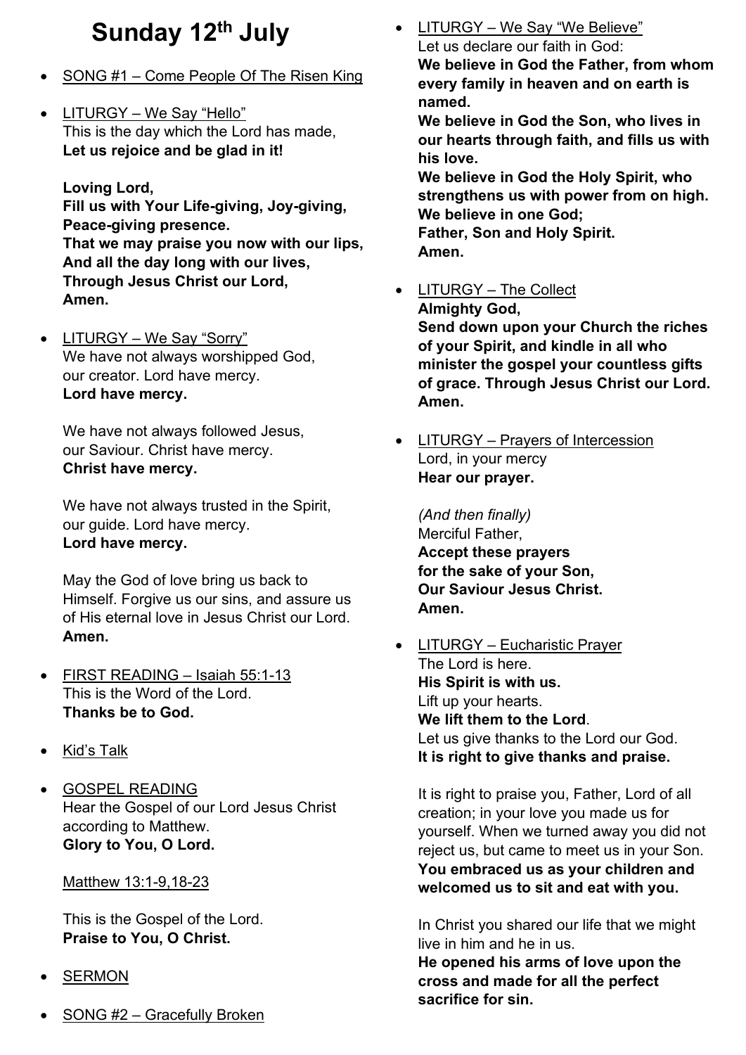# Sunday 12th July

- <u>SONG #1 – Come People Of The Risen King</u>

- <u>LITURGY – We Say "Hello"</u>
  This is the day which the Lord has made,
  **Let us rejoice and be glad in it!**

  **Loving Lord,**
  **Fill us with Your Life-giving, Joy-giving, Peace-giving presence.**
  **That we may praise you now with our lips,**
  **And all the day long with our lives,**
  **Through Jesus Christ our Lord,**
  **Amen.**

- <u>LITURGY – We Say "Sorry"</u>
  We have not always worshipped God, our creator. Lord have mercy.
  **Lord have mercy.**

  We have not always followed Jesus, our Saviour. Christ have mercy.
  **Christ have mercy.**

  We have not always trusted in the Spirit, our guide. Lord have mercy.
  **Lord have mercy.**

  May the God of love bring us back to Himself. Forgive us our sins, and assure us of His eternal love in Jesus Christ our Lord.
  **Amen.**

- <u>FIRST READING – Isaiah 55:1-13</u>
  This is the Word of the Lord.
  **Thanks be to God.**

- <u>Kid's Talk</u>

- <u>GOSPEL READING</u>
  Hear the Gospel of our Lord Jesus Christ according to Matthew.
  **Glory to You, O Lord.**

  <u>Matthew 13:1-9,18-23</u>

  This is the Gospel of the Lord.
  **Praise to You, O Christ.**

- <u>SERMON</u>

- <u>SONG #2 – Gracefully Broken</u>

- <u>LITURGY – We Say "We Believe"</u>
  Let us declare our faith in God:
  **We believe in God the Father, from whom every family in heaven and on earth is named.**
  **We believe in God the Son, who lives in our hearts through faith, and fills us with his love.**
  **We believe in God the Holy Spirit, who strengthens us with power from on high.**
  **We believe in one God;**
  **Father, Son and Holy Spirit.**
  **Amen.**

- <u>LITURGY – The Collect</u>
  **Almighty God,**
  **Send down upon your Church the riches of your Spirit, and kindle in all who minister the gospel your countless gifts of grace. Through Jesus Christ our Lord.**
  **Amen.**

- <u>LITURGY – Prayers of Intercession</u>
  Lord, in your mercy
  **Hear our prayer.**

  *(And then finally)*
  Merciful Father,
  **Accept these prayers**
  **for the sake of your Son,**
  **Our Saviour Jesus Christ.**
  **Amen.**

- <u>LITURGY – Eucharistic Prayer</u>
  The Lord is here.
  **His Spirit is with us.**
  Lift up your hearts.
  **We lift them to the Lord**.
  Let us give thanks to the Lord our God.
  **It is right to give thanks and praise.**

  It is right to praise you, Father, Lord of all creation; in your love you made us for yourself. When we turned away you did not reject us, but came to meet us in your Son.
  **You embraced us as your children and welcomed us to sit and eat with you.**

  In Christ you shared our life that we might live in him and he in us.
  **He opened his arms of love upon the cross and made for all the perfect sacrifice for sin.**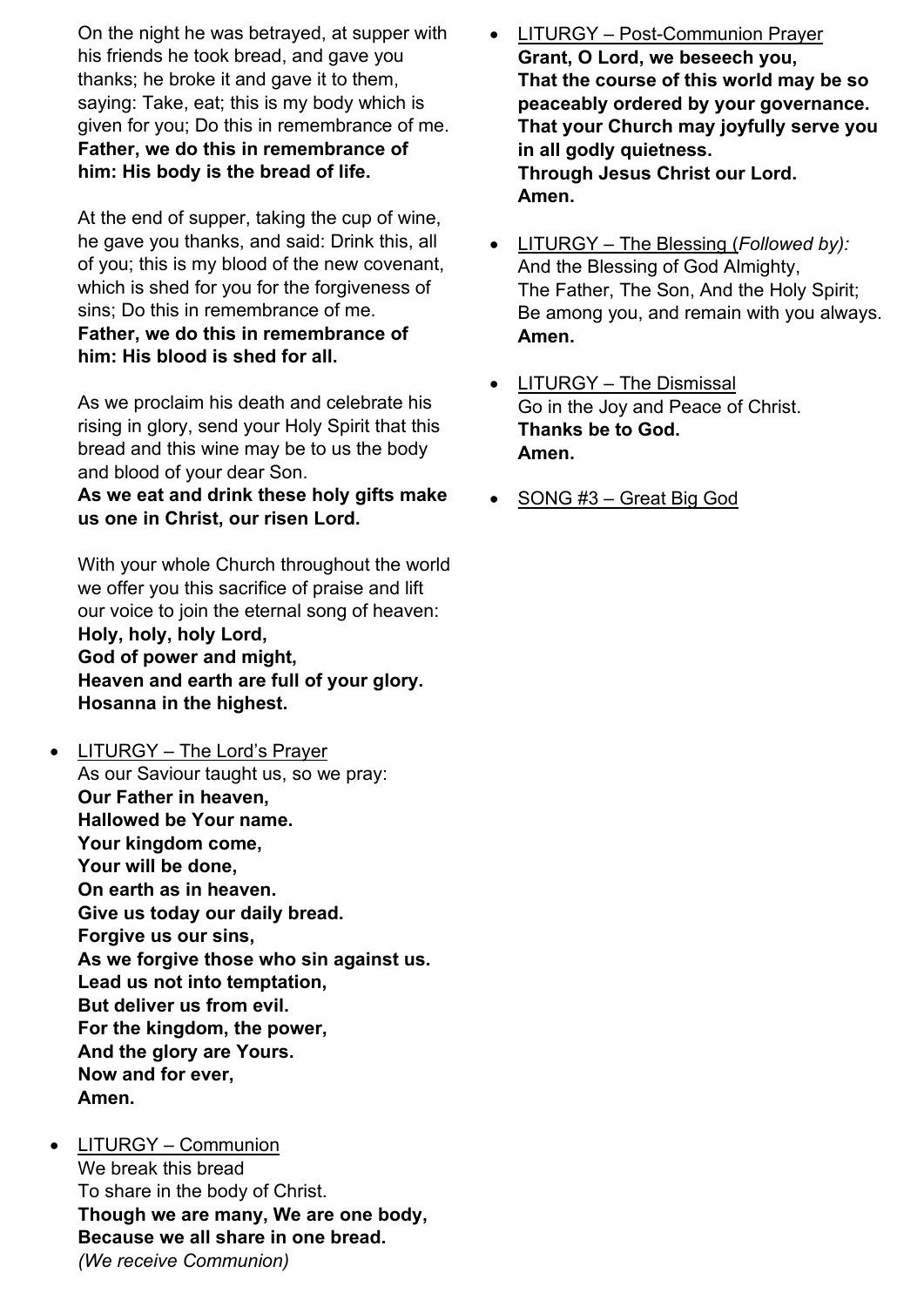On the night he was betrayed, at supper with his friends he took bread, and gave you thanks; he broke it and gave it to them, saying: Take, eat; this is my body which is given for you; Do this in remembrance of me.
**Father, we do this in remembrance of him: His body is the bread of life.**

At the end of supper, taking the cup of wine, he gave you thanks, and said: Drink this, all of you; this is my blood of the new covenant, which is shed for you for the forgiveness of sins; Do this in remembrance of me.
**Father, we do this in remembrance of him: His blood is shed for all.**

As we proclaim his death and celebrate his rising in glory, send your Holy Spirit that this bread and this wine may be to us the body and blood of your dear Son.
**As we eat and drink these holy gifts make us one in Christ, our risen Lord.**

With your whole Church throughout the world we offer you this sacrifice of praise and lift our voice to join the eternal song of heaven:
**Holy, holy, holy Lord,**
**God of power and might,**
**Heaven and earth are full of your glory.**
**Hosanna in the highest.**

- <u>LITURGY – The Lord's Prayer</u>
  As our Saviour taught us, so we pray:
  **Our Father in heaven,**
  **Hallowed be Your name.**
  **Your kingdom come,**
  **Your will be done,**
  **On earth as in heaven.**
  **Give us today our daily bread.**
  **Forgive us our sins,**
  **As we forgive those who sin against us.**
  **Lead us not into temptation,**
  **But deliver us from evil.**
  **For the kingdom, the power,**
  **And the glory are Yours.**
  **Now and for ever,**
  **Amen.**

- <u>LITURGY – Communion</u>
  We break this bread
  To share in the body of Christ.
  **Though we are many, We are one body,**
  **Because we all share in one bread.**
  *(We receive Communion)*

- <u>LITURGY – Post-Communion Prayer</u>
  **Grant, O Lord, we beseech you,**
  **That the course of this world may be so peaceably ordered by your governance.**
  **That your Church may joyfully serve you in all godly quietness.**
  **Through Jesus Christ our Lord.**
  **Amen.**

- <u>LITURGY – The Blessing (</u>*Followed by):*
  And the Blessing of God Almighty,
  The Father, The Son, And the Holy Spirit;
  Be among you, and remain with you always.
  **Amen.**

- <u>LITURGY – The Dismissal</u>
  Go in the Joy and Peace of Christ.
  **Thanks be to God.**
  **Amen.**

- <u>SONG #3 – Great Big God</u>